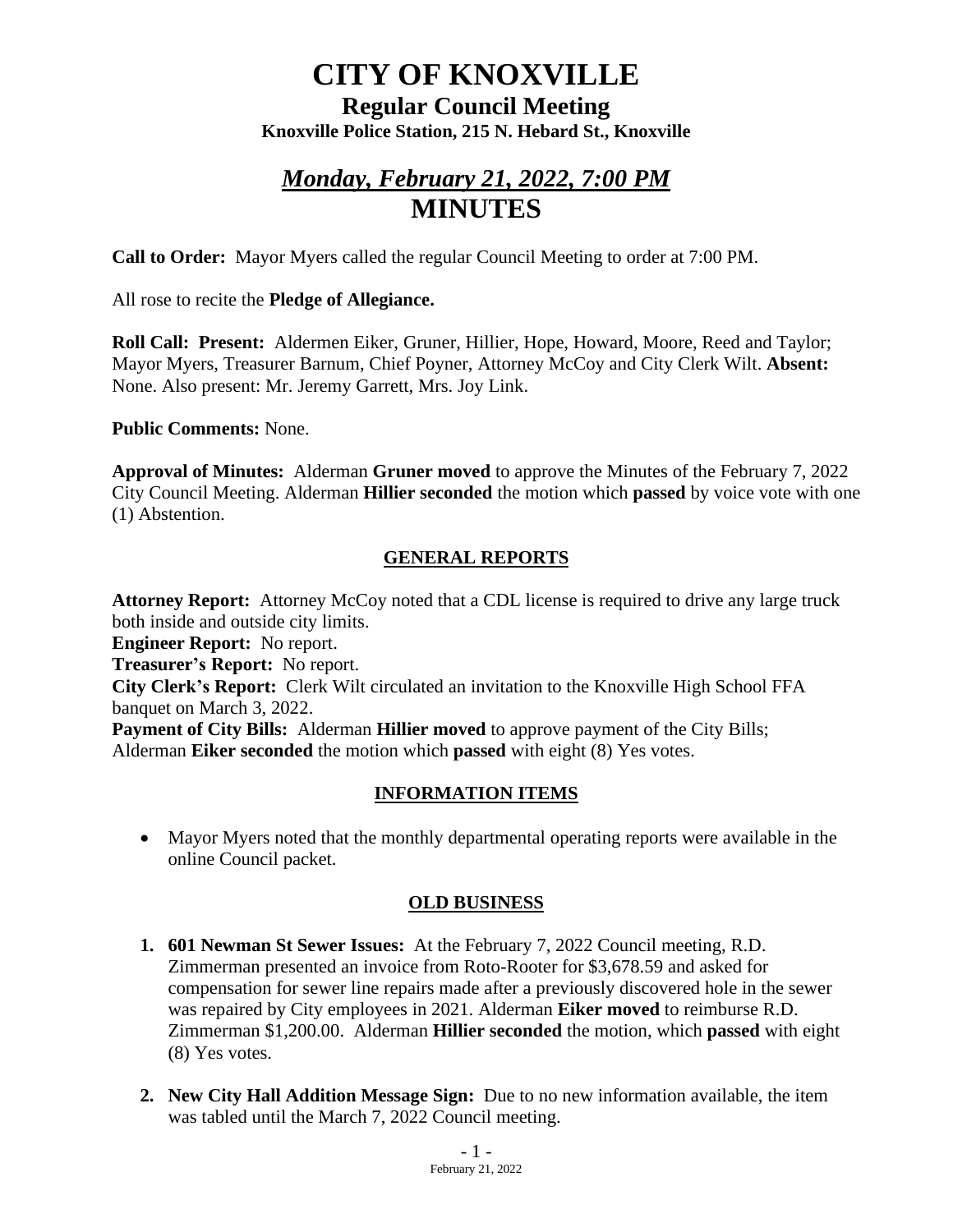# CITY OF KNOXVILLE

## Regular Council Meeting

**Knoxville Police Station, 215 N. Hebard St., Knoxville**

## *Monday, February 21, 2022, 7:00 PM*

## MINUTES

**Call to Order:** Mayor Myers called the regular Council Meeting to order at 7:00 PM.

All rose to recite the **Pledge of Allegiance.**

**Roll Call: Present:** Aldermen Eiker, Gruner, Hillier, Hope, Howard, Moore, Reed and Taylor; Mayor Myers, Treasurer Barnum, Chief Poyner, Attorney McCoy and City Clerk Wilt. **Absent:** None. Also present: Mr. Jeremy Garrett, Mrs. Joy Link.

**Public Comments:** None.

**Approval of Minutes:** Alderman **Gruner moved** to approve the Minutes of the February 7, 2022 City Council Meeting. Alderman **Hillier seconded** the motion which **passed** by voice vote with one (1) Abstention.

### GENERAL REPORTS

**Attorney Report:** Attorney McCoy noted that a CDL license is required to drive any large truck both inside and outside city limits.

**Engineer Report:** No report.

**Treasurer's Report:** No report.

**City Clerk's Report:** Clerk Wilt circulated an invitation to the Knoxville High School FFA banquet on March 3, 2022.

**Payment of City Bills:** Alderman **Hillier moved** to approve payment of the City Bills; Alderman **Eiker seconded** the motion which **passed** with eight (8) Yes votes.

### INFORMATION ITEMS

- Mayor Myers noted that the monthly departmental operating reports were available in the online Council packet.

### OLD BUSINESS

1. **601 Newman St Sewer Issues:** At the February 7, 2022 Council meeting, R.D. Zimmerman presented an invoice from Roto-Rooter for $3,678.59 and asked for compensation for sewer line repairs made after a previously discovered hole in the sewer was repaired by City employees in 2021. Alderman **Eiker moved** to reimburse R.D. Zimmerman $1,200.00. Alderman **Hillier seconded** the motion, which **passed** with eight (8) Yes votes.

2. **New City Hall Addition Message Sign:** Due to no new information available, the item was tabled until the March 7, 2022 Council meeting.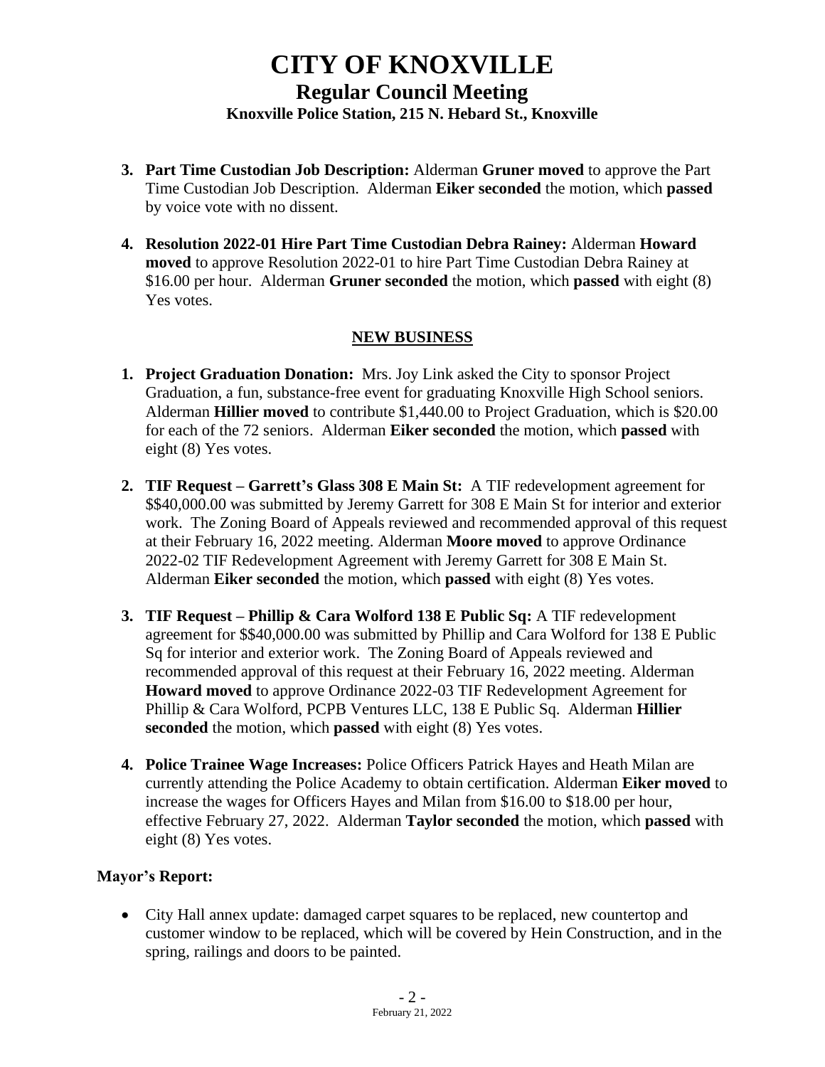# CITY OF KNOXVILLE

## Regular Council Meeting

### Knoxville Police Station, 215 N. Hebard St., Knoxville

3. **Part Time Custodian Job Description:** Alderman **Gruner moved** to approve the Part Time Custodian Job Description. Alderman **Eiker seconded** the motion, which **passed** by voice vote with no dissent.

4. **Resolution 2022-01 Hire Part Time Custodian Debra Rainey:** Alderman **Howard moved** to approve Resolution 2022-01 to hire Part Time Custodian Debra Rainey at $16.00 per hour. Alderman **Gruner seconded** the motion, which **passed** with eight (8) Yes votes.

## NEW BUSINESS

1. **Project Graduation Donation:** Mrs. Joy Link asked the City to sponsor Project Graduation, a fun, substance-free event for graduating Knoxville High School seniors. Alderman **Hillier moved** to contribute $1,440.00 to Project Graduation, which is $20.00 for each of the 72 seniors. Alderman **Eiker seconded** the motion, which **passed** with eight (8) Yes votes.

2. **TIF Request – Garrett's Glass 308 E Main St:** A TIF redevelopment agreement for $$40,000.00 was submitted by Jeremy Garrett for 308 E Main St for interior and exterior work. The Zoning Board of Appeals reviewed and recommended approval of this request at their February 16, 2022 meeting. Alderman **Moore moved** to approve Ordinance 2022-02 TIF Redevelopment Agreement with Jeremy Garrett for 308 E Main St. Alderman **Eiker seconded** the motion, which **passed** with eight (8) Yes votes.

3. **TIF Request – Phillip & Cara Wolford 138 E Public Sq:** A TIF redevelopment agreement for $$40,000.00 was submitted by Phillip and Cara Wolford for 138 E Public Sq for interior and exterior work. The Zoning Board of Appeals reviewed and recommended approval of this request at their February 16, 2022 meeting. Alderman **Howard moved** to approve Ordinance 2022-03 TIF Redevelopment Agreement for Phillip & Cara Wolford, PCPB Ventures LLC, 138 E Public Sq. Alderman **Hillier seconded** the motion, which **passed** with eight (8) Yes votes.

4. **Police Trainee Wage Increases:** Police Officers Patrick Hayes and Heath Milan are currently attending the Police Academy to obtain certification. Alderman **Eiker moved** to increase the wages for Officers Hayes and Milan from $16.00 to $18.00 per hour, effective February 27, 2022. Alderman **Taylor seconded** the motion, which **passed** with eight (8) Yes votes.

**Mayor's Report:**

- City Hall annex update: damaged carpet squares to be replaced, new countertop and customer window to be replaced, which will be covered by Hein Construction, and in the spring, railings and doors to be painted.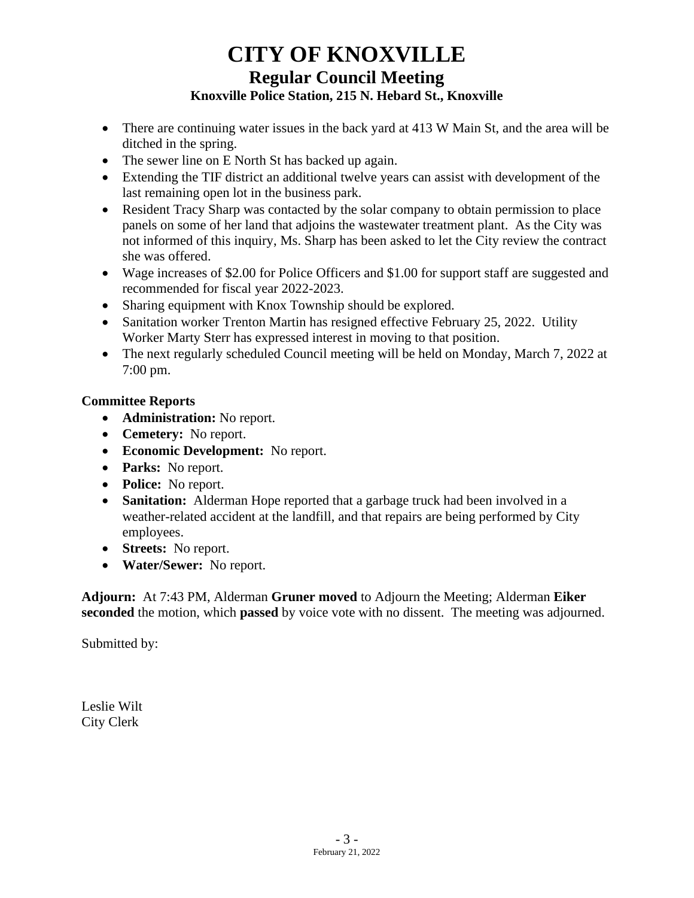- There are continuing water issues in the back yard at 413 W Main St, and the area will be ditched in the spring.
- The sewer line on E North St has backed up again.
- Extending the TIF district an additional twelve years can assist with development of the last remaining open lot in the business park.
- Resident Tracy Sharp was contacted by the solar company to obtain permission to place panels on some of her land that adjoins the wastewater treatment plant. As the City was not informed of this inquiry, Ms. Sharp has been asked to let the City review the contract she was offered.
- Wage increases of $2.00 for Police Officers and $1.00 for support staff are suggested and recommended for fiscal year 2022-2023.
- Sharing equipment with Knox Township should be explored.
- Sanitation worker Trenton Martin has resigned effective February 25, 2022. Utility Worker Marty Sterr has expressed interest in moving to that position.
- The next regularly scheduled Council meeting will be held on Monday, March 7, 2022 at 7:00 pm.

**Committee Reports**

- **Administration:** No report.
- **Cemetery:** No report.
- **Economic Development:** No report.
- **Parks:** No report.
- **Police:** No report.
- **Sanitation:** Alderman Hope reported that a garbage truck had been involved in a weather-related accident at the landfill, and that repairs are being performed by City employees.
- **Streets:** No report.
- **Water/Sewer:** No report.

**Adjourn:** At 7:43 PM, Alderman **Gruner moved** to Adjourn the Meeting; Alderman **Eiker seconded** the motion, which **passed** by voice vote with no dissent. The meeting was adjourned.

Submitted by:

Leslie Wilt
City Clerk